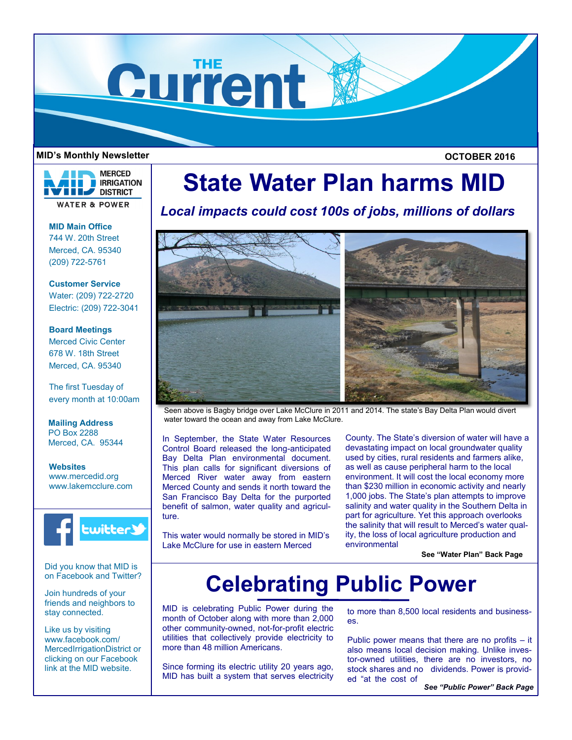# THE Current

**MID's Monthly Newsletter** **OCTOBER 2016**

MERCED IRRIGATION DISTRICT
WATER & POWER

**MID Main Office**
744 W. 20th Street
Merced, CA. 95340
(209) 722-5761

**Customer Service**
Water: (209) 722-2720
Electric: (209) 722-3041

**Board Meetings**
Merced Civic Center
678 W. 18th Street
Merced, CA. 95340

The first Tuesday of every month at 10:00am

**Mailing Address**
PO Box 2288
Merced, CA. 95344

**Websites**
www.mercedid.org
www.lakemcclure.com

Did you know that MID is on Facebook and Twitter?

Join hundreds of your friends and neighbors to stay connected.

Like us by visiting www.facebook.com/MercedIrrigationDistrict or clicking on our Facebook link at the MID website.

# State Water Plan harms MID

## *Local impacts could cost 100s of jobs, millions of dollars*

Seen above is Bagby bridge over Lake McClure in 2011 and 2014. The state's Bay Delta Plan would divert water toward the ocean and away from Lake McClure.

In September, the State Water Resources Control Board released the long-anticipated Bay Delta Plan environmental document. This plan calls for significant diversions of Merced River water away from eastern Merced County and sends it north toward the San Francisco Bay Delta for the purported benefit of salmon, water quality and agriculture.

This water would normally be stored in MID's Lake McClure for use in eastern Merced County. The State's diversion of water will have a devastating impact on local groundwater quality used by cities, rural residents and farmers alike, as well as cause peripheral harm to the local environment. It will cost the local economy more than $230 million in economic activity and nearly 1,000 jobs. The State's plan attempts to improve salinity and water quality in the Southern Delta in part for agriculture. Yet this approach overlooks the salinity that will result to Merced's water quality, the loss of local agriculture production and environmental

**See "Water Plan" Back Page**

# Celebrating Public Power

MID is celebrating Public Power during the month of October along with more than 2,000 other community-owned, not-for-profit electric utilities that collectively provide electricity to more than 48 million Americans.

Since forming its electric utility 20 years ago, MID has built a system that serves electricity to more than 8,500 local residents and businesses.

Public power means that there are no profits – it also means local decision making. Unlike investor-owned utilities, there are no investors, no stock shares and no dividends. Power is provided "at the cost of

***See "Public Power" Back Page***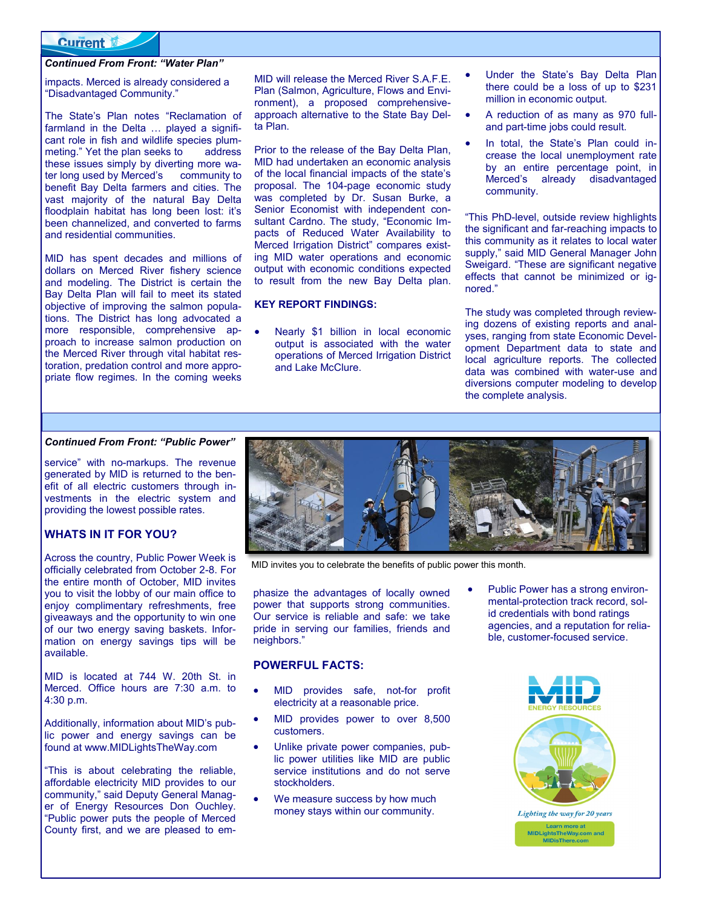*Continued From Front: "Water Plan"*

impacts. Merced is already considered a "Disadvantaged Community."

The State's Plan notes "Reclamation of farmland in the Delta … played a significant role in fish and wildlife species plummeting." Yet the plan seeks to address these issues simply by diverting more water long used by Merced's community to benefit Bay Delta farmers and cities. The vast majority of the natural Bay Delta floodplain habitat has long been lost: it's been channelized, and converted to farms and residential communities.

MID has spent decades and millions of dollars on Merced River fishery science and modeling. The District is certain the Bay Delta Plan will fail to meet its stated objective of improving the salmon populations. The District has long advocated a more responsible, comprehensive approach to increase salmon production on the Merced River through vital habitat restoration, predation control and more appropriate flow regimes. In the coming weeks MID will release the Merced River S.A.F.E. Plan (Salmon, Agriculture, Flows and Environment), a proposed comprehensive-approach alternative to the State Bay Delta Plan.

Prior to the release of the Bay Delta Plan, MID had undertaken an economic analysis of the local financial impacts of the state's proposal. The 104-page economic study was completed by Dr. Susan Burke, a Senior Economist with independent consultant Cardno. The study, "Economic Impacts of Reduced Water Availability to Merced Irrigation District" compares existing MID water operations and economic output with economic conditions expected to result from the new Bay Delta plan.

**KEY REPORT FINDINGS:**

- Nearly $1 billion in local economic output is associated with the water operations of Merced Irrigation District and Lake McClure.
- Under the State's Bay Delta Plan there could be a loss of up to $231 million in economic output.
- A reduction of as many as 970 full- and part-time jobs could result.
- In total, the State's Plan could increase the local unemployment rate by an entire percentage point, in Merced's already disadvantaged community.

"This PhD-level, outside review highlights the significant and far-reaching impacts to this community as it relates to local water supply," said MID General Manager John Sweigard. "These are significant negative effects that cannot be minimized or ignored."

The study was completed through reviewing dozens of existing reports and analyses, ranging from state Economic Development Department data to state and local agriculture reports. The collected data was combined with water-use and diversions computer modeling to develop the complete analysis.

*Continued From Front: "Public Power"*

service" with no-markups. The revenue generated by MID is returned to the benefit of all electric customers through investments in the electric system and providing the lowest possible rates.

**WHATS IN IT FOR YOU?**

Across the country, Public Power Week is officially celebrated from October 2-8. For the entire month of October, MID invites you to visit the lobby of our main office to enjoy complimentary refreshments, free giveaways and the opportunity to win one of our two energy saving baskets. Information on energy savings tips will be available.

MID is located at 744 W. 20th St. in Merced. Office hours are 7:30 a.m. to 4:30 p.m.

Additionally, information about MID's public power and energy savings can be found at www.MIDLightsTheWay.com

"This is about celebrating the reliable, affordable electricity MID provides to our community," said Deputy General Manager of Energy Resources Don Ouchley. "Public power puts the people of Merced County first, and we are pleased to emphasize the advantages of locally owned power that supports strong communities. Our service is reliable and safe: we take pride in serving our families, friends and neighbors."

MID invites you to celebrate the benefits of public power this month.

**POWERFUL FACTS:**

- MID provides safe, not-for profit electricity at a reasonable price.
- MID provides power to over 8,500 customers.
- Unlike private power companies, public power utilities like MID are public service institutions and do not serve stockholders.
- We measure success by how much money stays within our community.
- Public Power has a strong environmental-protection track record, solid credentials with bond ratings agencies, and a reputation for reliable, customer-focused service.

MID ENERGY RESOURCES

*Lighting the way for 20 years*

Learn more at MIDLightsTheWay.com and MIDisThere.com